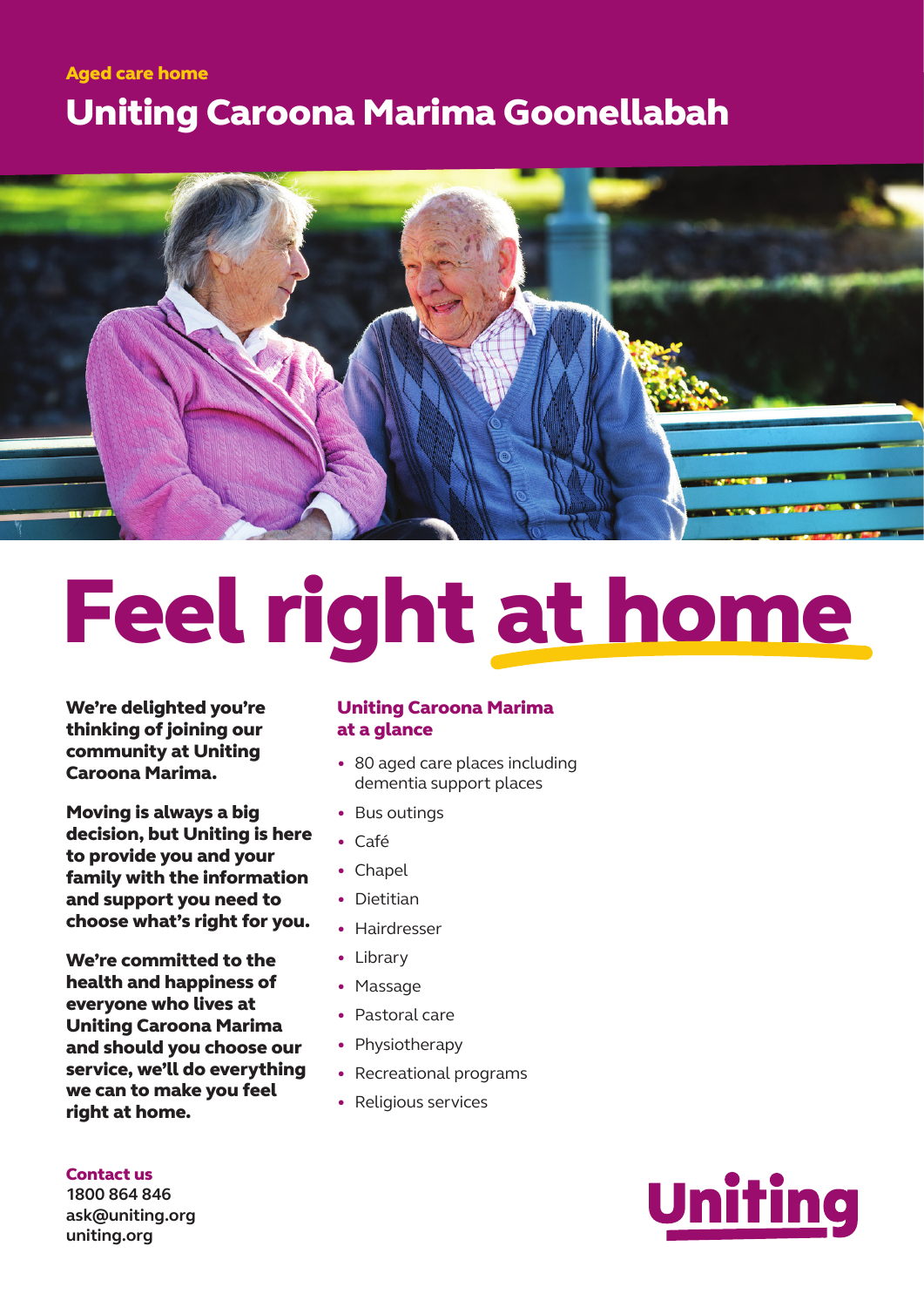Aged care home

# Uniting Caroona Marima Goonellabah

# Feel right at home

**We're delighted you're thinking of joining our community at Uniting Caroona Marima.**

**Moving is always a big decision, but Uniting is here to provide you and your family with the information and support you need to choose what's right for you.**

**We're committed to the health and happiness of everyone who lives at Uniting Caroona Marima and should you choose our service, we'll do everything we can to make you feel right at home.**

## Uniting Caroona Marima at a glance

- 80 aged care places including dementia support places
- Bus outings
- Café
- Chapel
- Dietitian
- Hairdresser
- Library
- Massage
- Pastoral care
- Physiotherapy
- Recreational programs
- Religious services

**Contact us**
1800 864 846
ask@uniting.org
uniting.org

Uniting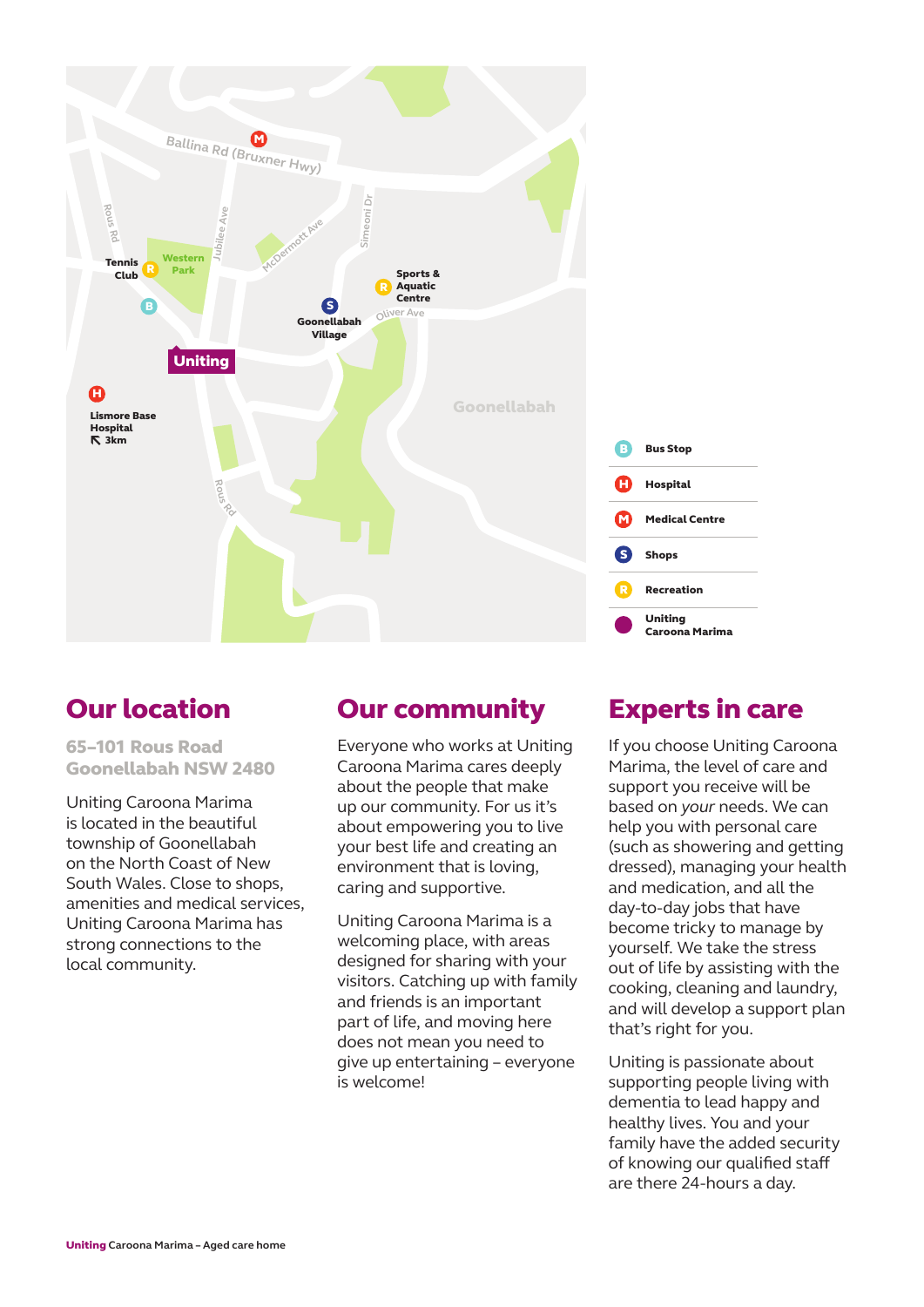| | |
|---|---|
| B | Bus Stop |
| H | Hospital |
| M | Medical Centre |
| S | Shops |
| R | Recreation |
| ● | Uniting Caroona Marima |

## Our location

**65–101 Rous Road**
**Goonellabah NSW 2480**

Uniting Caroona Marima is located in the beautiful township of Goonellabah on the North Coast of New South Wales. Close to shops, amenities and medical services, Uniting Caroona Marima has strong connections to the local community.

## Our community

Everyone who works at Uniting Caroona Marima cares deeply about the people that make up our community. For us it's about empowering you to live your best life and creating an environment that is loving, caring and supportive.

Uniting Caroona Marima is a welcoming place, with areas designed for sharing with your visitors. Catching up with family and friends is an important part of life, and moving here does not mean you need to give up entertaining – everyone is welcome!

## Experts in care

If you choose Uniting Caroona Marima, the level of care and support you receive will be based on *your* needs. We can help you with personal care (such as showering and getting dressed), managing your health and medication, and all the day-to-day jobs that have become tricky to manage by yourself. We take the stress out of life by assisting with the cooking, cleaning and laundry, and will develop a support plan that's right for you.

Uniting is passionate about supporting people living with dementia to lead happy and healthy lives. You and your family have the added security of knowing our qualified staff are there 24-hours a day.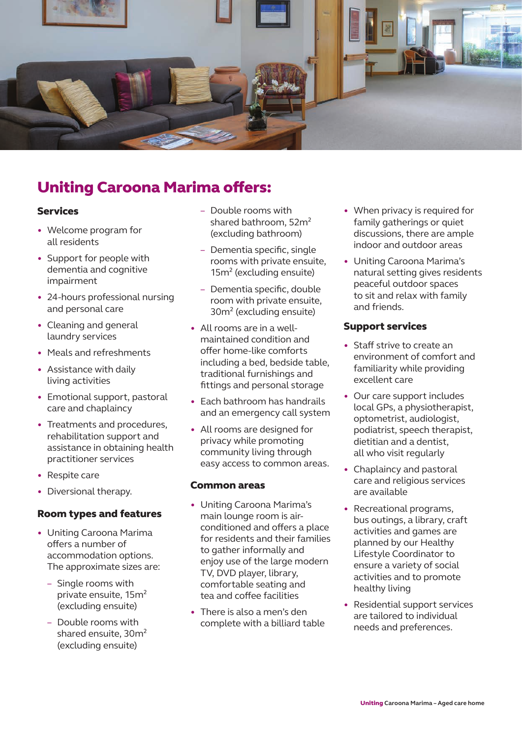# Uniting Caroona Marima offers:

### Services

- Welcome program for all residents
- Support for people with dementia and cognitive impairment
- 24-hours professional nursing and personal care
- Cleaning and general laundry services
- Meals and refreshments
- Assistance with daily living activities
- Emotional support, pastoral care and chaplaincy
- Treatments and procedures, rehabilitation support and assistance in obtaining health practitioner services
- Respite care
- Diversional therapy.

### Room types and features

- Uniting Caroona Marima offers a number of accommodation options. The approximate sizes are:
  - Single rooms with private ensuite, 15m² (excluding ensuite)
  - Double rooms with shared ensuite, 30m² (excluding ensuite)
  - Double rooms with shared bathroom, 52m² (excluding bathroom)
  - Dementia specific, single rooms with private ensuite, 15m² (excluding ensuite)
  - Dementia specific, double room with private ensuite, 30m² (excluding ensuite)
- All rooms are in a well-maintained condition and offer home-like comforts including a bed, bedside table, traditional furnishings and fittings and personal storage
- Each bathroom has handrails and an emergency call system
- All rooms are designed for privacy while promoting community living through easy access to common areas.

### Common areas

- Uniting Caroona Marima's main lounge room is air-conditioned and offers a place for residents and their families to gather informally and enjoy use of the large modern TV, DVD player, library, comfortable seating and tea and coffee facilities
- There is also a men's den complete with a billiard table
- When privacy is required for family gatherings or quiet discussions, there are ample indoor and outdoor areas
- Uniting Caroona Marima's natural setting gives residents peaceful outdoor spaces to sit and relax with family and friends.

### Support services

- Staff strive to create an environment of comfort and familiarity while providing excellent care
- Our care support includes local GPs, a physiotherapist, optometrist, audiologist, podiatrist, speech therapist, dietitian and a dentist, all who visit regularly
- Chaplaincy and pastoral care and religious services are available
- Recreational programs, bus outings, a library, craft activities and games are planned by our Healthy Lifestyle Coordinator to ensure a variety of social activities and to promote healthy living
- Residential support services are tailored to individual needs and preferences.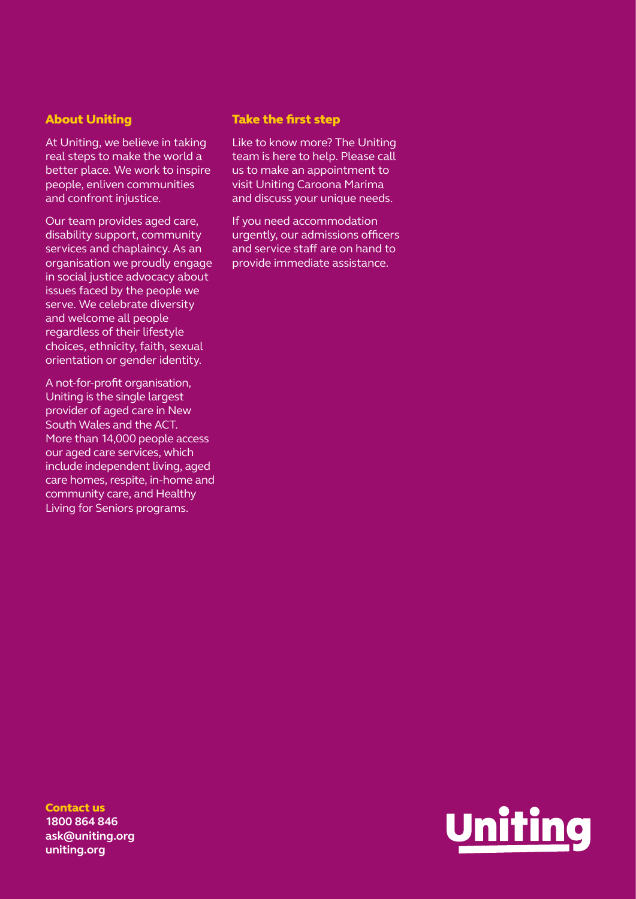## About Uniting

At Uniting, we believe in taking real steps to make the world a better place. We work to inspire people, enliven communities and confront injustice.

Our team provides aged care, disability support, community services and chaplaincy. As an organisation we proudly engage in social justice advocacy about issues faced by the people we serve. We celebrate diversity and welcome all people regardless of their lifestyle choices, ethnicity, faith, sexual orientation or gender identity.

A not-for-profit organisation, Uniting is the single largest provider of aged care in New South Wales and the ACT. More than 14,000 people access our aged care services, which include independent living, aged care homes, respite, in-home and community care, and Healthy Living for Seniors programs.

## Take the first step

Like to know more? The Uniting team is here to help. Please call us to make an appointment to visit Uniting Caroona Marima and discuss your unique needs.

If you need accommodation urgently, our admissions officers and service staff are on hand to provide immediate assistance.

**Contact us**

**1800 864 846**
**ask@uniting.org**
**uniting.org**

Uniting